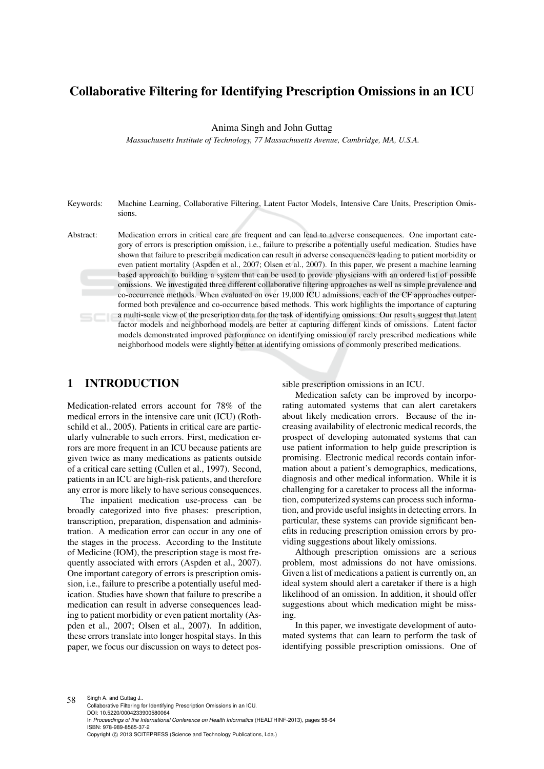# Collaborative Filtering for Identifying Prescription Omissions in an ICU

Anima Singh and John Guttag

*Massachusetts Institute of Technology, 77 Massachusetts Avenue, Cambridge, MA, U.S.A.*

Keywords: Machine Learning, Collaborative Filtering, Latent Factor Models, Intensive Care Units, Prescription Omissions.

Abstract: Medication errors in critical care are frequent and can lead to adverse consequences. One important category of errors is prescription omission, i.e., failure to prescribe a potentially useful medication. Studies have shown that failure to prescribe a medication can result in adverse consequences leading to patient morbidity or even patient mortality (Aspden et al., 2007; Olsen et al., 2007). In this paper, we present a machine learning based approach to building a system that can be used to provide physicians with an ordered list of possible omissions. We investigated three different collaborative filtering approaches as well as simple prevalence and co-occurrence methods. When evaluated on over 19,000 ICU admissions, each of the CF approaches outperformed both prevalence and co-occurrence based methods. This work highlights the importance of capturing a multi-scale view of the prescription data for the task of identifying omissions. Our results suggest that latent factor models and neighborhood models are better at capturing different kinds of omissions. Latent factor models demonstrated improved performance on identifying omission of rarely prescribed medications while neighborhood models were slightly better at identifying omissions of commonly prescribed medications.

## 1 INTRODUCTION

Medication-related errors account for 78% of the medical errors in the intensive care unit (ICU) (Rothschild et al., 2005). Patients in critical care are particularly vulnerable to such errors. First, medication errors are more frequent in an ICU because patients are given twice as many medications as patients outside of a critical care setting (Cullen et al., 1997). Second, patients in an ICU are high-risk patients, and therefore any error is more likely to have serious consequences.

The inpatient medication use-process can be broadly categorized into five phases: prescription, transcription, preparation, dispensation and administration. A medication error can occur in any one of the stages in the process. According to the Institute of Medicine (IOM), the prescription stage is most frequently associated with errors (Aspden et al., 2007). One important category of errors is prescription omission, i.e., failure to prescribe a potentially useful medication. Studies have shown that failure to prescribe a medication can result in adverse consequences leading to patient morbidity or even patient mortality (Aspden et al., 2007; Olsen et al., 2007). In addition, these errors translate into longer hospital stays. In this paper, we focus our discussion on ways to detect possible prescription omissions in an ICU.

Medication safety can be improved by incorporating automated systems that can alert caretakers about likely medication errors. Because of the increasing availability of electronic medical records, the prospect of developing automated systems that can use patient information to help guide prescription is promising. Electronic medical records contain information about a patient's demographics, medications, diagnosis and other medical information. While it is challenging for a caretaker to process all the information, computerized systems can process such information, and provide useful insights in detecting errors. In particular, these systems can provide significant benefits in reducing prescription omission errors by providing suggestions about likely omissions.

Although prescription omissions are a serious problem, most admissions do not have omissions. Given a list of medications a patient is currently on, an ideal system should alert a caretaker if there is a high likelihood of an omission. In addition, it should offer suggestions about which medication might be missing.

In this paper, we investigate development of automated systems that can learn to perform the task of identifying possible prescription omissions. One of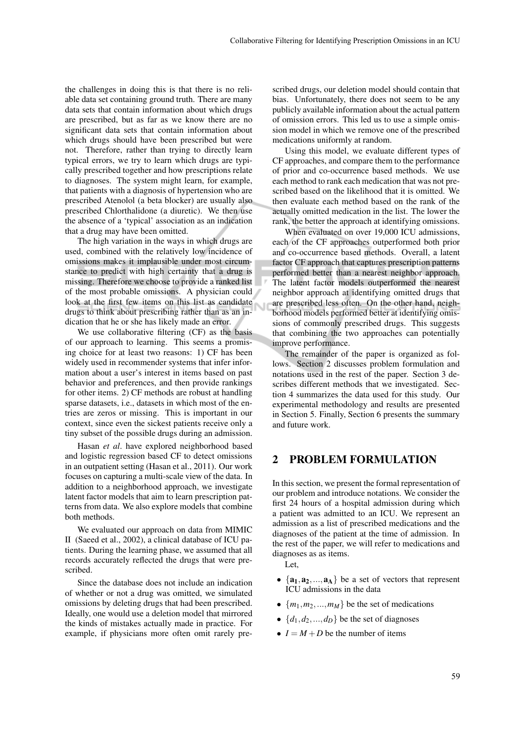the challenges in doing this is that there is no reliable data set containing ground truth. There are many data sets that contain information about which drugs are prescribed, but as far as we know there are no significant data sets that contain information about which drugs should have been prescribed but were not. Therefore, rather than trying to directly learn typical errors, we try to learn which drugs are typically prescribed together and how prescriptions relate to diagnoses. The system might learn, for example, that patients with a diagnosis of hypertension who are prescribed Atenolol (a beta blocker) are usually also prescribed Chlorthalidone (a diuretic). We then use the absence of a 'typical' association as an indication that a drug may have been omitted.

The high variation in the ways in which drugs are used, combined with the relatively low incidence of omissions makes it implausible under most circumstance to predict with high certainty that a drug is missing. Therefore we choose to provide a ranked list of the most probable omissions. A physician could look at the first few items on this list as candidate drugs to think about prescribing rather than as an indication that he or she has likely made an error.

We use collaborative filtering (CF) as the basis of our approach to learning. This seems a promising choice for at least two reasons: 1) CF has been widely used in recommender systems that infer information about a user's interest in items based on past behavior and preferences, and then provide rankings for other items. 2) CF methods are robust at handling sparse datasets, i.e., datasets in which most of the entries are zeros or missing. This is important in our context, since even the sickest patients receive only a tiny subset of the possible drugs during an admission.

Hasan *et al*. have explored neighborhood based and logistic regression based CF to detect omissions in an outpatient setting (Hasan et al., 2011). Our work focuses on capturing a multi-scale view of the data. In addition to a neighborhood approach, we investigate latent factor models that aim to learn prescription patterns from data. We also explore models that combine both methods.

We evaluated our approach on data from MIMIC II (Saeed et al., 2002), a clinical database of ICU patients. During the learning phase, we assumed that all records accurately reflected the drugs that were prescribed.

Since the database does not include an indication of whether or not a drug was omitted, we simulated omissions by deleting drugs that had been prescribed. Ideally, one would use a deletion model that mirrored the kinds of mistakes actually made in practice. For example, if physicians more often omit rarely prescribed drugs, our deletion model should contain that bias. Unfortunately, there does not seem to be any publicly available information about the actual pattern of omission errors. This led us to use a simple omission model in which we remove one of the prescribed medications uniformly at random.

Using this model, we evaluate different types of CF approaches, and compare them to the performance of prior and co-occurrence based methods. We use each method to rank each medication that was not prescribed based on the likelihood that it is omitted. We then evaluate each method based on the rank of the actually omitted medication in the list. The lower the rank, the better the approach at identifying omissions.

When evaluated on over 19,000 ICU admissions, each of the CF approaches outperformed both prior and co-occurrence based methods. Overall, a latent factor CF approach that captures prescription patterns performed better than a nearest neighbor approach. The latent factor models outperformed the nearest neighbor approach at identifying omitted drugs that are prescribed less often. On the other hand, neighborhood models performed better at identifying omissions of commonly prescribed drugs. This suggests that combining the two approaches can potentially improve performance.

The remainder of the paper is organized as follows. Section 2 discusses problem formulation and notations used in the rest of the paper. Section 3 describes different methods that we investigated. Section 4 summarizes the data used for this study. Our experimental methodology and results are presented in Section 5. Finally, Section 6 presents the summary and future work.

## 2 PROBLEM FORMULATION

In this section, we present the formal representation of our problem and introduce notations. We consider the first 24 hours of a hospital admission during which a patient was admitted to an ICU. We represent an admission as a list of prescribed medications and the diagnoses of the patient at the time of admission. In the rest of the paper, we will refer to medications and diagnoses as as items.

Let,

- $\{\mathbf{a_1}, \mathbf{a_2}, ..., \mathbf{a_A}\}$ be a set of vectors that represent ICU admissions in the data
- $\{m_1, m_2, ..., m_M\}$ be the set of medications
- $\{d_1, d_2, ..., d_D\}$ be the set of diagnoses
- $I = M + D$ be the number of items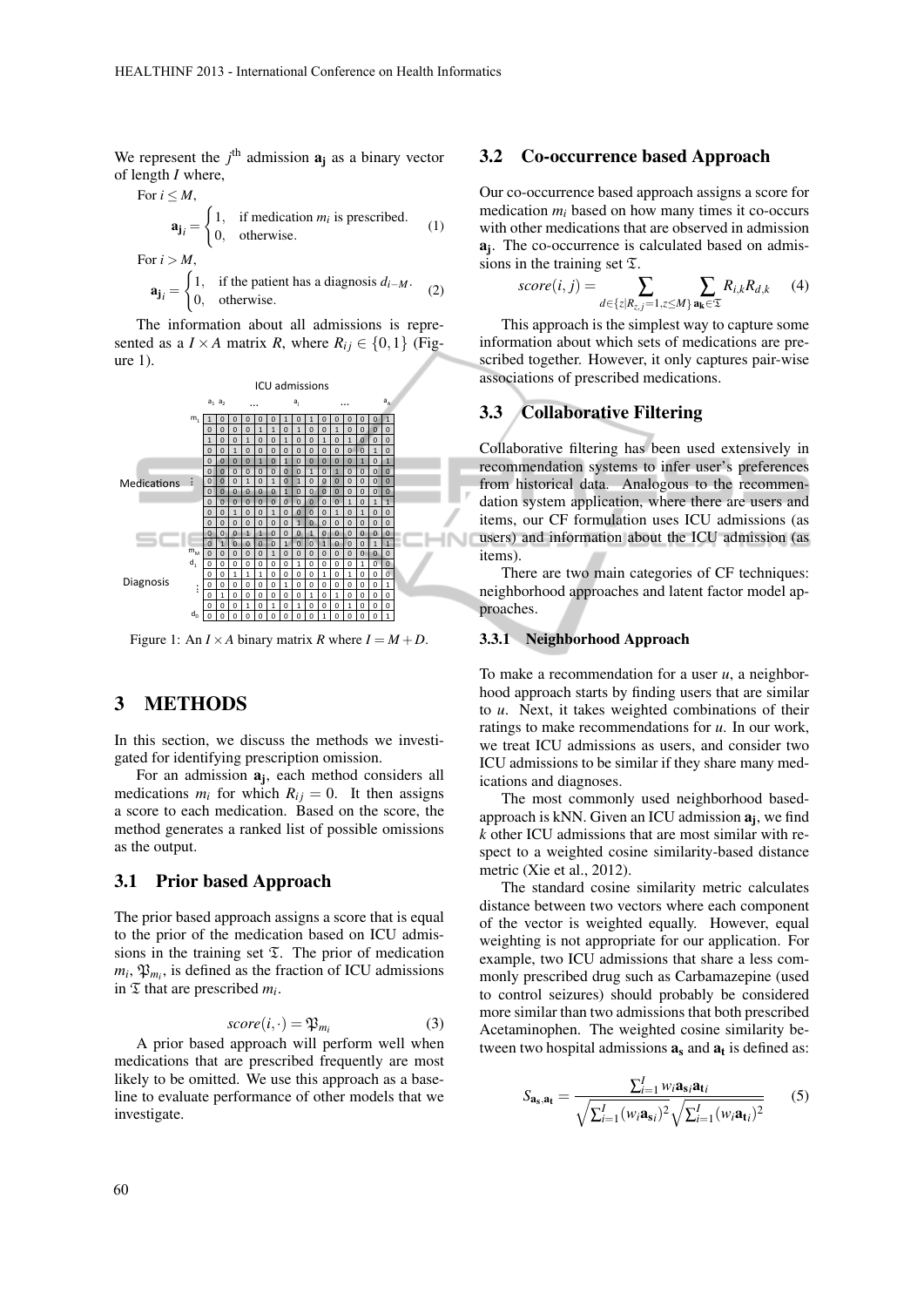We represent the $j^{\text{th}}$ admission $\mathbf{a_j}$ as a binary vector of length $I$ where,

For $i \leq M$,

$$\mathbf{a_j}_i = \begin{cases} 1, & \text{if medication } m_i \text{ is prescribed.} \\ 0, & \text{otherwise.} \end{cases} \quad (1)$$

For $i > M$,

$$\mathbf{a_j}_i = \begin{cases} 1, & \text{if the patient has a diagnosis } d_{i-M}. \\ 0, & \text{otherwise.} \end{cases} \quad (2)$$

The information about all admissions is represented as a $I \times A$ matrix $R$, where $R_{ij} \in \{0,1\}$ (Figure 1).

Figure 1: An $I \times A$ binary matrix $R$ where $I = M + D$.

## 3 METHODS

In this section, we discuss the methods we investigated for identifying prescription omission.

For an admission $\mathbf{a_j}$, each method considers all medications $m_i$ for which $R_{ij} = 0$. It then assigns a score to each medication. Based on the score, the method generates a ranked list of possible omissions as the output.

### 3.1 Prior based Approach

The prior based approach assigns a score that is equal to the prior of the medication based on ICU admissions in the training set $\mathfrak{T}$. The prior of medication $m_i$, $\mathfrak{P}_{m_i}$, is defined as the fraction of ICU admissions in $\mathfrak{T}$ that are prescribed $m_i$.

$$score(i, \cdot) = \mathfrak{P}_{m_i} \quad (3)$$

A prior based approach will perform well when medications that are prescribed frequently are most likely to be omitted. We use this approach as a baseline to evaluate performance of other models that we investigate.

### 3.2 Co-occurrence based Approach

Our co-occurrence based approach assigns a score for medication $m_i$ based on how many times it co-occurs with other medications that are observed in admission $\mathbf{a_j}$. The co-occurrence is calculated based on admissions in the training set $\mathfrak{T}$.

$$score(i, j) = \sum_{d \in \{z | R_{z,j}=1, z \leq M\}} \sum_{\mathbf{a_k} \in \mathfrak{T}} R_{i,k} R_{d,k} \quad (4)$$

This approach is the simplest way to capture some information about which sets of medications are prescribed together. However, it only captures pair-wise associations of prescribed medications.

### 3.3 Collaborative Filtering

Collaborative filtering has been used extensively in recommendation systems to infer user's preferences from historical data. Analogous to the recommendation system application, where there are users and items, our CF formulation uses ICU admissions (as users) and information about the ICU admission (as items).

There are two main categories of CF techniques: neighborhood approaches and latent factor model approaches.

#### 3.3.1 Neighborhood Approach

To make a recommendation for a user $u$, a neighborhood approach starts by finding users that are similar to $u$. Next, it takes weighted combinations of their ratings to make recommendations for $u$. In our work, we treat ICU admissions as users, and consider two ICU admissions to be similar if they share many medications and diagnoses.

The most commonly used neighborhood based-approach is kNN. Given an ICU admission $\mathbf{a_j}$, we find $k$ other ICU admissions that are most similar with respect to a weighted cosine similarity-based distance metric (Xie et al., 2012).

The standard cosine similarity metric calculates distance between two vectors where each component of the vector is weighted equally. However, equal weighting is not appropriate for our application. For example, two ICU admissions that share a less commonly prescribed drug such as Carbamazepine (used to control seizures) should probably be considered more similar than two admissions that both prescribed Acetaminophen. The weighted cosine similarity between two hospital admissions $\mathbf{a_s}$ and $\mathbf{a_t}$ is defined as:

$$S_{\mathbf{a_s},\mathbf{a_t}} = \frac{\sum_{i=1}^{I} w_i \mathbf{a_s}_i \mathbf{a_t}_i}{\sqrt{\sum_{i=1}^{I} (w_i \mathbf{a_s}_i)^2} \sqrt{\sum_{i=1}^{I} (w_i \mathbf{a_t}_i)^2}} \quad (5)$$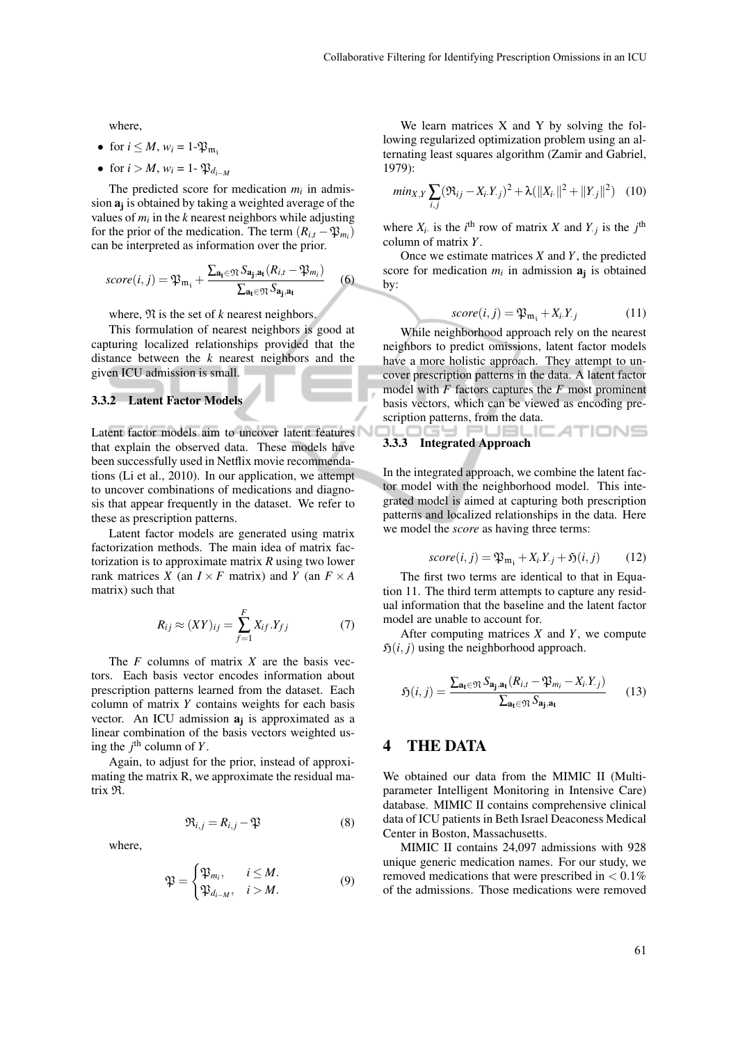where,

- for $i \leq M$, $w_i$ = 1-$\mathfrak{P}_{\mathfrak{m}_i}$
- for $i > M$, $w_i$ = 1- $\mathfrak{P}_{d_{i-M}}$

The predicted score for medication $m_i$ in admission $\mathbf{a_j}$ is obtained by taking a weighted average of the values of $m_i$ in the $k$ nearest neighbors while adjusting for the prior of the medication. The term $(R_{i,t} - \mathfrak{P}_{m_i})$ can be interpreted as information over the prior.

$$score(i,j) = \mathfrak{P}_{\mathfrak{m}_i} + \frac{\sum_{\mathbf{a_t} \in \mathfrak{N}} S_{\mathbf{a_j},\mathbf{a_t}} (R_{i,t} - \mathfrak{P}_{m_i})}{\sum_{\mathbf{a_t} \in \mathfrak{N}} S_{\mathbf{a_j},\mathbf{a_t}}} \quad (6)$$

where, $\mathfrak{N}$ is the set of $k$ nearest neighbors.

This formulation of nearest neighbors is good at capturing localized relationships provided that the distance between the $k$ nearest neighbors and the given ICU admission is small.

### 3.3.2 Latent Factor Models

Latent factor models aim to uncover latent features that explain the observed data. These models have been successfully used in Netflix movie recommendations (Li et al., 2010). In our application, we attempt to uncover combinations of medications and diagnosis that appear frequently in the dataset. We refer to these as prescription patterns.

Latent factor models are generated using matrix factorization methods. The main idea of matrix factorization is to approximate matrix $R$ using two lower rank matrices $X$ (an $I \times F$ matrix) and $Y$ (an $F \times A$ matrix) such that

$$R_{ij} \approx (XY)_{ij} = \sum_{f=1}^{F} X_{if}.Y_{fj} \quad (7)$$

The $F$ columns of matrix $X$ are the basis vectors. Each basis vector encodes information about prescription patterns learned from the dataset. Each column of matrix $Y$ contains weights for each basis vector. An ICU admission $\mathbf{a_j}$ is approximated as a linear combination of the basis vectors weighted using the $j^{\text{th}}$ column of $Y$.

Again, to adjust for the prior, instead of approximating the matrix R, we approximate the residual matrix $\mathfrak{R}$.

$$\mathfrak{R}_{i,j} = R_{i,j} - \mathfrak{P} \quad (8)$$

where,

$$\mathfrak{P} = \begin{cases} \mathfrak{P}_{m_i}, & i \leq M. \\ \mathfrak{P}_{d_{i-M}}, & i > M. \end{cases} \quad (9)$$

We learn matrices X and Y by solving the following regularized optimization problem using an alternating least squares algorithm (Zamir and Gabriel, 1979):

$$min_{X,Y} \sum_{i,j} (\mathfrak{R}_{ij} - X_{i\cdot}Y_{\cdot j})^2 + \lambda(\|X_{i\cdot}\|^2 + \|Y_{\cdot j}\|^2) \quad (10)$$

where $X_{i\cdot}$ is the $i^{\text{th}}$ row of matrix $X$ and $Y_{\cdot j}$ is the $j^{\text{th}}$ column of matrix $Y$.

Once we estimate matrices $X$ and $Y$, the predicted score for medication $m_i$ in admission $\mathbf{a_j}$ is obtained by:

$$score(i,j) = \mathfrak{P}_{\mathfrak{m}_i} + X_{i\cdot}Y_{\cdot j} \quad (11)$$

While neighborhood approach rely on the nearest neighbors to predict omissions, latent factor models have a more holistic approach. They attempt to uncover prescription patterns in the data. A latent factor model with $F$ factors captures the $F$ most prominent basis vectors, which can be viewed as encoding prescription patterns, from the data.

### 3.3.3 Integrated Approach

In the integrated approach, we combine the latent factor model with the neighborhood model. This integrated model is aimed at capturing both prescription patterns and localized relationships in the data. Here we model the *score* as having three terms:

$$score(i,j) = \mathfrak{P}_{\mathfrak{m}_i} + X_{i\cdot}Y_{\cdot j} + \mathfrak{H}(i,j) \quad (12)$$

The first two terms are identical to that in Equation 11. The third term attempts to capture any residual information that the baseline and the latent factor model are unable to account for.

After computing matrices $X$ and $Y$, we compute $\mathfrak{H}(i,j)$ using the neighborhood approach.

$$\mathfrak{H}(i,j) = \frac{\sum_{\mathbf{a_t} \in \mathfrak{N}} S_{\mathbf{a_j},\mathbf{a_t}} (R_{i,t} - \mathfrak{P}_{m_i} - X_{i\cdot}Y_{\cdot j})}{\sum_{\mathbf{a_t} \in \mathfrak{N}} S_{\mathbf{a_j},\mathbf{a_t}}} \quad (13)$$

## 4 THE DATA

We obtained our data from the MIMIC II (Multiparameter Intelligent Monitoring in Intensive Care) database. MIMIC II contains comprehensive clinical data of ICU patients in Beth Israel Deaconess Medical Center in Boston, Massachusetts.

MIMIC II contains 24,097 admissions with 928 unique generic medication names. For our study, we removed medications that were prescribed in $< 0.1\%$ of the admissions. Those medications were removed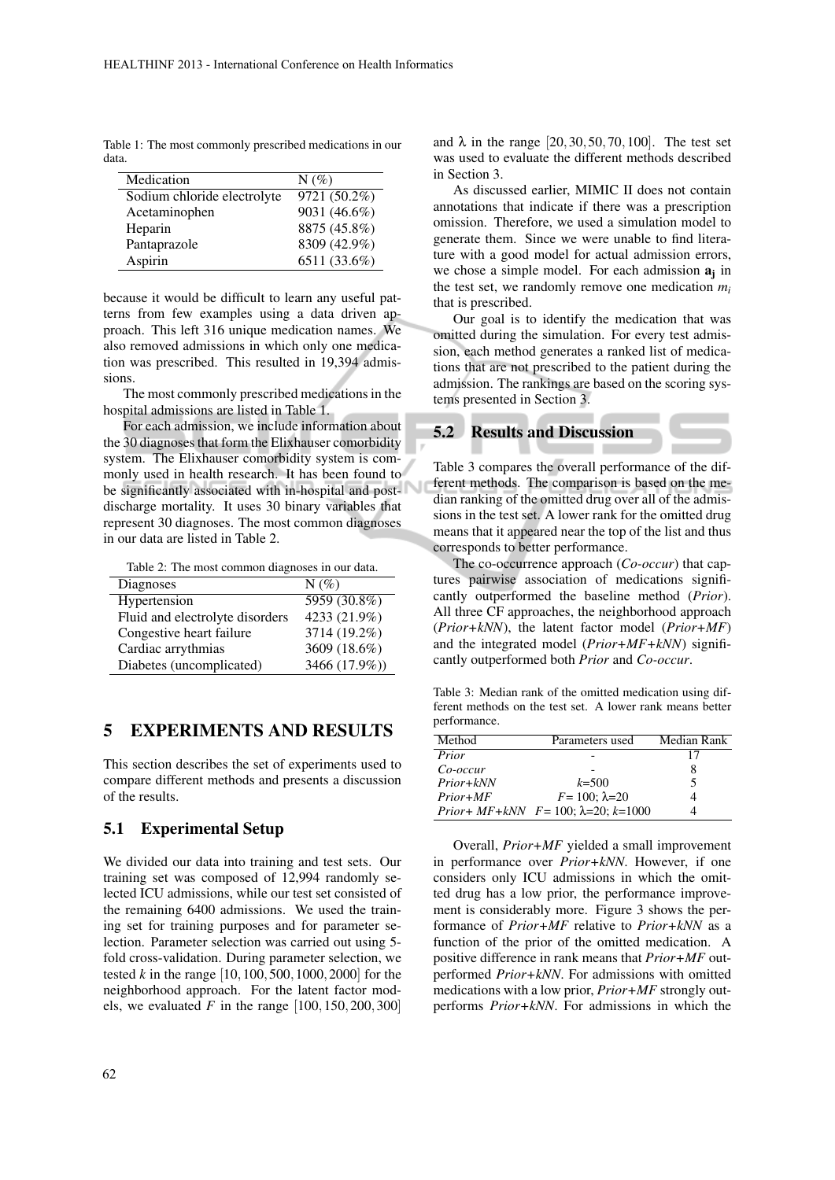Table 1: The most commonly prescribed medications in our data.

| Medication | N (%) |
|---|---|
| Sodium chloride electrolyte | 9721 (50.2%) |
| Acetaminophen | 9031 (46.6%) |
| Heparin | 8875 (45.8%) |
| Pantaprazole | 8309 (42.9%) |
| Aspirin | 6511 (33.6%) |

because it would be difficult to learn any useful patterns from few examples using a data driven approach. This left 316 unique medication names. We also removed admissions in which only one medication was prescribed. This resulted in 19,394 admissions.

The most commonly prescribed medications in the hospital admissions are listed in Table 1.

For each admission, we include information about the 30 diagnoses that form the Elixhauser comorbidity system. The Elixhauser comorbidity system is commonly used in health research. It has been found to be significantly associated with in-hospital and post-discharge mortality. It uses 30 binary variables that represent 30 diagnoses. The most common diagnoses in our data are listed in Table 2.

Table 2: The most common diagnoses in our data.

| Diagnoses | N (%) |
|---|---|
| Hypertension | 5959 (30.8%) |
| Fluid and electrolyte disorders | 4233 (21.9%) |
| Congestive heart failure | 3714 (19.2%) |
| Cardiac arrythmias | 3609 (18.6%) |
| Diabetes (uncomplicated) | 3466 (17.9%)) |

# 5 EXPERIMENTS AND RESULTS

This section describes the set of experiments used to compare different methods and presents a discussion of the results.

## 5.1 Experimental Setup

We divided our data into training and test sets. Our training set was composed of 12,994 randomly selected ICU admissions, while our test set consisted of the remaining 6400 admissions. We used the training set for training purposes and for parameter selection. Parameter selection was carried out using 5-fold cross-validation. During parameter selection, we tested $k$ in the range $[10, 100, 500, 1000, 2000]$ for the neighborhood approach. For the latent factor models, we evaluated $F$ in the range $[100, 150, 200, 300]$ and $\lambda$ in the range $[20, 30, 50, 70, 100]$. The test set was used to evaluate the different methods described in Section 3.

As discussed earlier, MIMIC II does not contain annotations that indicate if there was a prescription omission. Therefore, we used a simulation model to generate them. Since we were unable to find literature with a good model for actual admission errors, we chose a simple model. For each admission $\mathbf{a_j}$ in the test set, we randomly remove one medication $m_i$ that is prescribed.

Our goal is to identify the medication that was omitted during the simulation. For every test admission, each method generates a ranked list of medications that are not prescribed to the patient during the admission. The rankings are based on the scoring systems presented in Section 3.

## 5.2 Results and Discussion

Table 3 compares the overall performance of the different methods. The comparison is based on the median ranking of the omitted drug over all of the admissions in the test set. A lower rank for the omitted drug means that it appeared near the top of the list and thus corresponds to better performance.

The co-occurrence approach (*Co-occur*) that captures pairwise association of medications significantly outperformed the baseline method (*Prior*). All three CF approaches, the neighborhood approach (*Prior+kNN*), the latent factor model (*Prior+MF*) and the integrated model (*Prior+MF+kNN*) significantly outperformed both *Prior* and *Co-occur*.

Table 3: Median rank of the omitted medication using different methods on the test set. A lower rank means better performance.

| Method | Parameters used | Median Rank |
|---|---|---|
| *Prior* | - | 17 |
| *Co-occur* | - | 8 |
| *Prior+kNN* | $k$=500 | 5 |
| *Prior+MF* | $F$= 100; $\lambda$=20 | 4 |
| *Prior+ MF+kNN* | $F$= 100; $\lambda$=20; $k$=1000 | 4 |

Overall, *Prior+MF* yielded a small improvement in performance over *Prior+kNN*. However, if one considers only ICU admissions in which the omitted drug has a low prior, the performance improvement is considerably more. Figure 3 shows the performance of *Prior+MF* relative to *Prior+kNN* as a function of the prior of the omitted medication. A positive difference in rank means that *Prior+MF* outperformed *Prior+kNN*. For admissions with omitted medications with a low prior, *Prior+MF* strongly outperforms *Prior+kNN*. For admissions in which the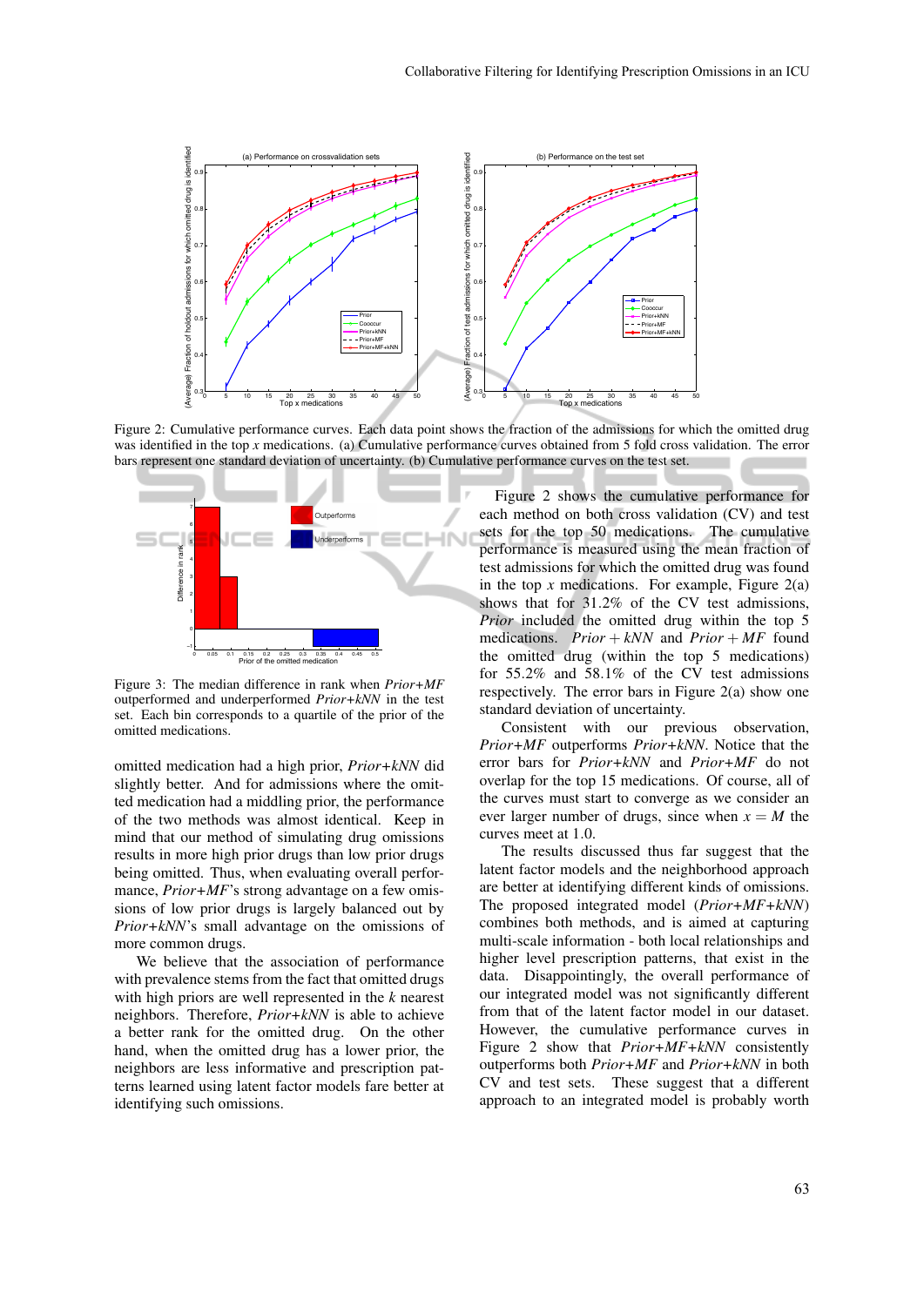Figure 2: Cumulative performance curves. Each data point shows the fraction of the admissions for which the omitted drug was identified in the top $x$ medications. (a) Cumulative performance curves obtained from 5 fold cross validation. The error bars represent one standard deviation of uncertainty. (b) Cumulative performance curves on the test set.

Figure 3: The median difference in rank when *Prior+MF* outperformed and underperformed *Prior+kNN* in the test set. Each bin corresponds to a quartile of the prior of the omitted medications.

omitted medication had a high prior, *Prior+kNN* did slightly better. And for admissions where the omitted medication had a middling prior, the performance of the two methods was almost identical. Keep in mind that our method of simulating drug omissions results in more high prior drugs than low prior drugs being omitted. Thus, when evaluating overall performance, *Prior+MF*'s strong advantage on a few omissions of low prior drugs is largely balanced out by *Prior+kNN*'s small advantage on the omissions of more common drugs.

We believe that the association of performance with prevalence stems from the fact that omitted drugs with high priors are well represented in the $k$ nearest neighbors. Therefore, *Prior+kNN* is able to achieve a better rank for the omitted drug. On the other hand, when the omitted drug has a lower prior, the neighbors are less informative and prescription patterns learned using latent factor models fare better at identifying such omissions.

Figure 2 shows the cumulative performance for each method on both cross validation (CV) and test sets for the top 50 medications. The cumulative performance is measured using the mean fraction of test admissions for which the omitted drug was found in the top $x$ medications. For example, Figure 2(a) shows that for 31.2% of the CV test admissions, *Prior* included the omitted drug within the top 5 medications. $Prior + kNN$ and $Prior + MF$ found the omitted drug (within the top 5 medications) for 55.2% and 58.1% of the CV test admissions respectively. The error bars in Figure 2(a) show one standard deviation of uncertainty.

Consistent with our previous observation, *Prior+MF* outperforms *Prior+kNN*. Notice that the error bars for *Prior+kNN* and *Prior+MF* do not overlap for the top 15 medications. Of course, all of the curves must start to converge as we consider an ever larger number of drugs, since when $x = M$ the curves meet at 1.0.

The results discussed thus far suggest that the latent factor models and the neighborhood approach are better at identifying different kinds of omissions. The proposed integrated model (*Prior+MF+kNN*) combines both methods, and is aimed at capturing multi-scale information - both local relationships and higher level prescription patterns, that exist in the data. Disappointingly, the overall performance of our integrated model was not significantly different from that of the latent factor model in our dataset. However, the cumulative performance curves in Figure 2 show that *Prior+MF+kNN* consistently outperforms both *Prior+MF* and *Prior+kNN* in both CV and test sets. These suggest that a different approach to an integrated model is probably worth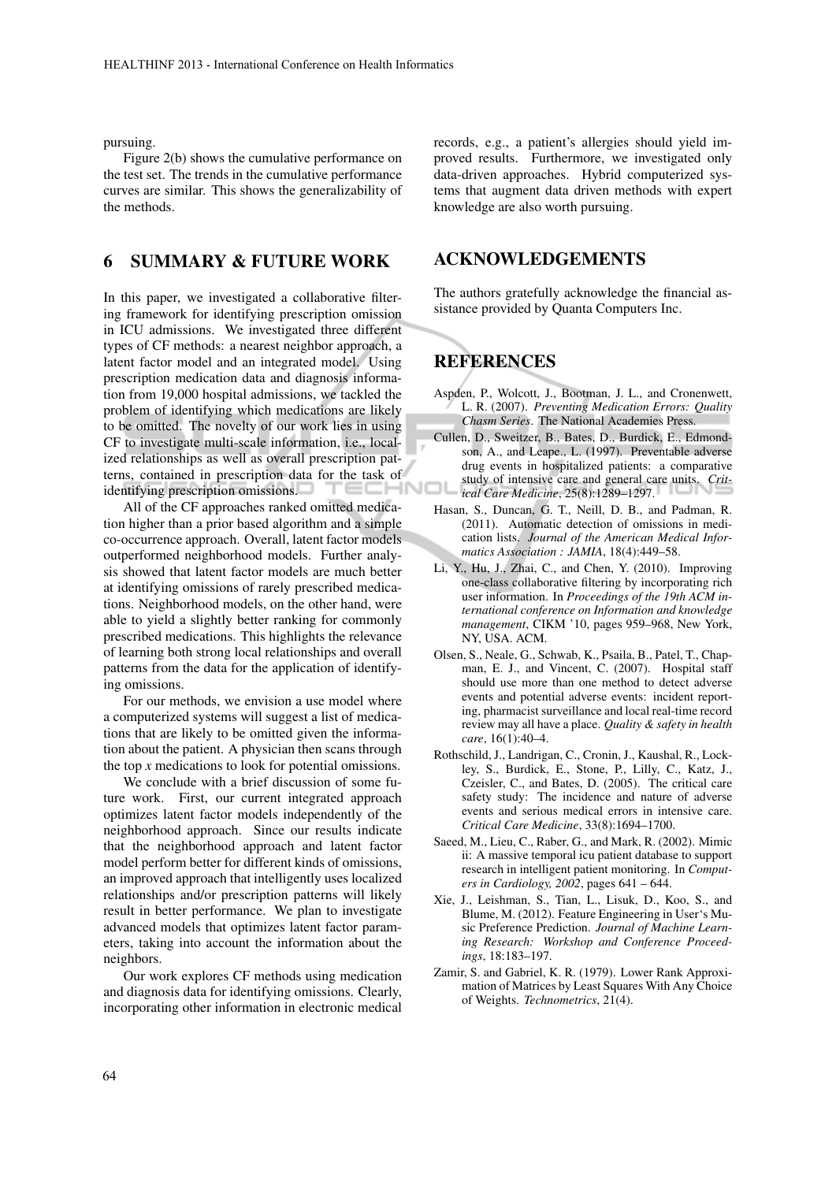pursuing.

Figure 2(b) shows the cumulative performance on the test set. The trends in the cumulative performance curves are similar. This shows the generalizability of the methods.

## 6 SUMMARY & FUTURE WORK

In this paper, we investigated a collaborative filtering framework for identifying prescription omission in ICU admissions. We investigated three different types of CF methods: a nearest neighbor approach, a latent factor model and an integrated model. Using prescription medication data and diagnosis information from 19,000 hospital admissions, we tackled the problem of identifying which medications are likely to be omitted. The novelty of our work lies in using CF to investigate multi-scale information, i.e., localized relationships as well as overall prescription patterns, contained in prescription data for the task of identifying prescription omissions.

All of the CF approaches ranked omitted medication higher than a prior based algorithm and a simple co-occurrence approach. Overall, latent factor models outperformed neighborhood models. Further analysis showed that latent factor models are much better at identifying omissions of rarely prescribed medications. Neighborhood models, on the other hand, were able to yield a slightly better ranking for commonly prescribed medications. This highlights the relevance of learning both strong local relationships and overall patterns from the data for the application of identifying omissions.

For our methods, we envision a use model where a computerized systems will suggest a list of medications that are likely to be omitted given the information about the patient. A physician then scans through the top *x* medications to look for potential omissions.

We conclude with a brief discussion of some future work. First, our current integrated approach optimizes latent factor models independently of the neighborhood approach. Since our results indicate that the neighborhood approach and latent factor model perform better for different kinds of omissions, an improved approach that intelligently uses localized relationships and/or prescription patterns will likely result in better performance. We plan to investigate advanced models that optimizes latent factor parameters, taking into account the information about the neighbors.

Our work explores CF methods using medication and diagnosis data for identifying omissions. Clearly, incorporating other information in electronic medical records, e.g., a patient's allergies should yield improved results. Furthermore, we investigated only data-driven approaches. Hybrid computerized systems that augment data driven methods with expert knowledge are also worth pursuing.

## ACKNOWLEDGEMENTS

The authors gratefully acknowledge the financial assistance provided by Quanta Computers Inc.

## REFERENCES

Aspden, P., Wolcott, J., Bootman, J. L., and Cronenwett, L. R. (2007). *Preventing Medication Errors: Quality Chasm Series*. The National Academies Press.

Cullen, D., Sweitzer, B., Bates, D., Burdick, E., Edmondson, A., and Leape., L. (1997). Preventable adverse drug events in hospitalized patients: a comparative study of intensive care and general care units. *Critical Care Medicine*, 25(8):1289–1297.

Hasan, S., Duncan, G. T., Neill, D. B., and Padman, R. (2011). Automatic detection of omissions in medication lists. *Journal of the American Medical Informatics Association : JAMIA*, 18(4):449–58.

Li, Y., Hu, J., Zhai, C., and Chen, Y. (2010). Improving one-class collaborative filtering by incorporating rich user information. In *Proceedings of the 19th ACM international conference on Information and knowledge management*, CIKM '10, pages 959–968, New York, NY, USA. ACM.

Olsen, S., Neale, G., Schwab, K., Psaila, B., Patel, T., Chapman, E. J., and Vincent, C. (2007). Hospital staff should use more than one method to detect adverse events and potential adverse events: incident reporting, pharmacist surveillance and local real-time record review may all have a place. *Quality & safety in health care*, 16(1):40–4.

Rothschild, J., Landrigan, C., Cronin, J., Kaushal, R., Lockley, S., Burdick, E., Stone, P., Lilly, C., Katz, J., Czeisler, C., and Bates, D. (2005). The critical care safety study: The incidence and nature of adverse events and serious medical errors in intensive care. *Critical Care Medicine*, 33(8):1694–1700.

Saeed, M., Lieu, C., Raber, G., and Mark, R. (2002). Mimic ii: A massive temporal icu patient database to support research in intelligent patient monitoring. In *Computers in Cardiology, 2002*, pages 641 – 644.

Xie, J., Leishman, S., Tian, L., Lisuk, D., Koo, S., and Blume, M. (2012). Feature Engineering in User's Music Preference Prediction. *Journal of Machine Learning Research: Workshop and Conference Proceedings*, 18:183–197.

Zamir, S. and Gabriel, K. R. (1979). Lower Rank Approximation of Matrices by Least Squares With Any Choice of Weights. *Technometrics*, 21(4).